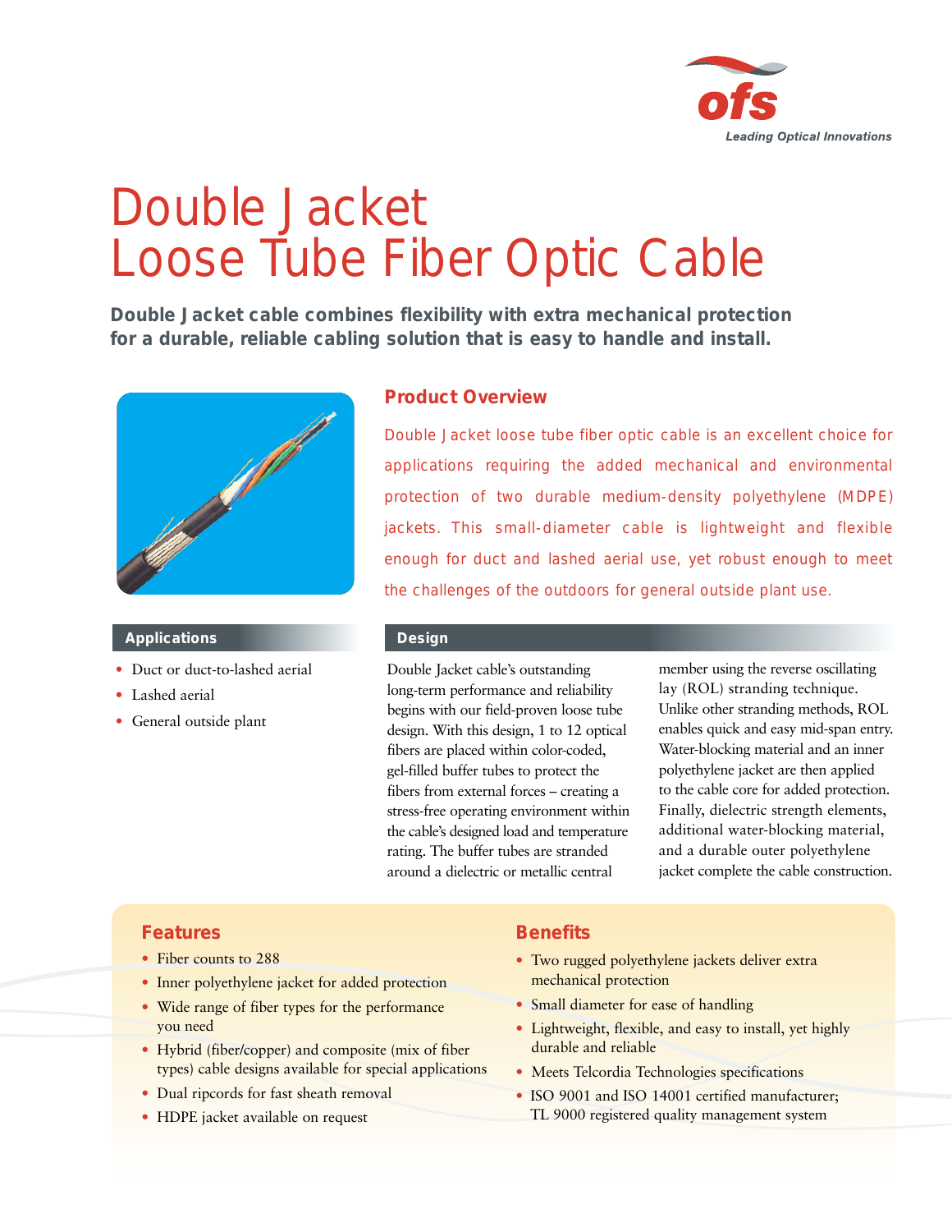ofs
Leading Optical Innovations

# Double Jacket Loose Tube Fiber Optic Cable

**Double Jacket cable combines flexibility with extra mechanical protection for a durable, reliable cabling solution that is easy to handle and install.**

## Product Overview

Double Jacket loose tube fiber optic cable is an excellent choice for applications requiring the added mechanical and environmental protection of two durable medium-density polyethylene (MDPE) jackets. This small-diameter cable is lightweight and flexible enough for duct and lashed aerial use, yet robust enough to meet the challenges of the outdoors for general outside plant use.

### Applications

- Duct or duct-to-lashed aerial
- Lashed aerial
- General outside plant

### Design

Double Jacket cable's outstanding long-term performance and reliability begins with our field-proven loose tube design. With this design, 1 to 12 optical fibers are placed within color-coded, gel-filled buffer tubes to protect the fibers from external forces – creating a stress-free operating environment within the cable's designed load and temperature rating. The buffer tubes are stranded around a dielectric or metallic central member using the reverse oscillating lay (ROL) stranding technique. Unlike other stranding methods, ROL enables quick and easy mid-span entry. Water-blocking material and an inner polyethylene jacket are then applied to the cable core for added protection. Finally, dielectric strength elements, additional water-blocking material, and a durable outer polyethylene jacket complete the cable construction.

## Features

- Fiber counts to 288
- Inner polyethylene jacket for added protection
- Wide range of fiber types for the performance you need
- Hybrid (fiber/copper) and composite (mix of fiber types) cable designs available for special applications
- Dual ripcords for fast sheath removal
- HDPE jacket available on request

## Benefits

- Two rugged polyethylene jackets deliver extra mechanical protection
- Small diameter for ease of handling
- Lightweight, flexible, and easy to install, yet highly durable and reliable
- Meets Telcordia Technologies specifications
- ISO 9001 and ISO 14001 certified manufacturer; TL 9000 registered quality management system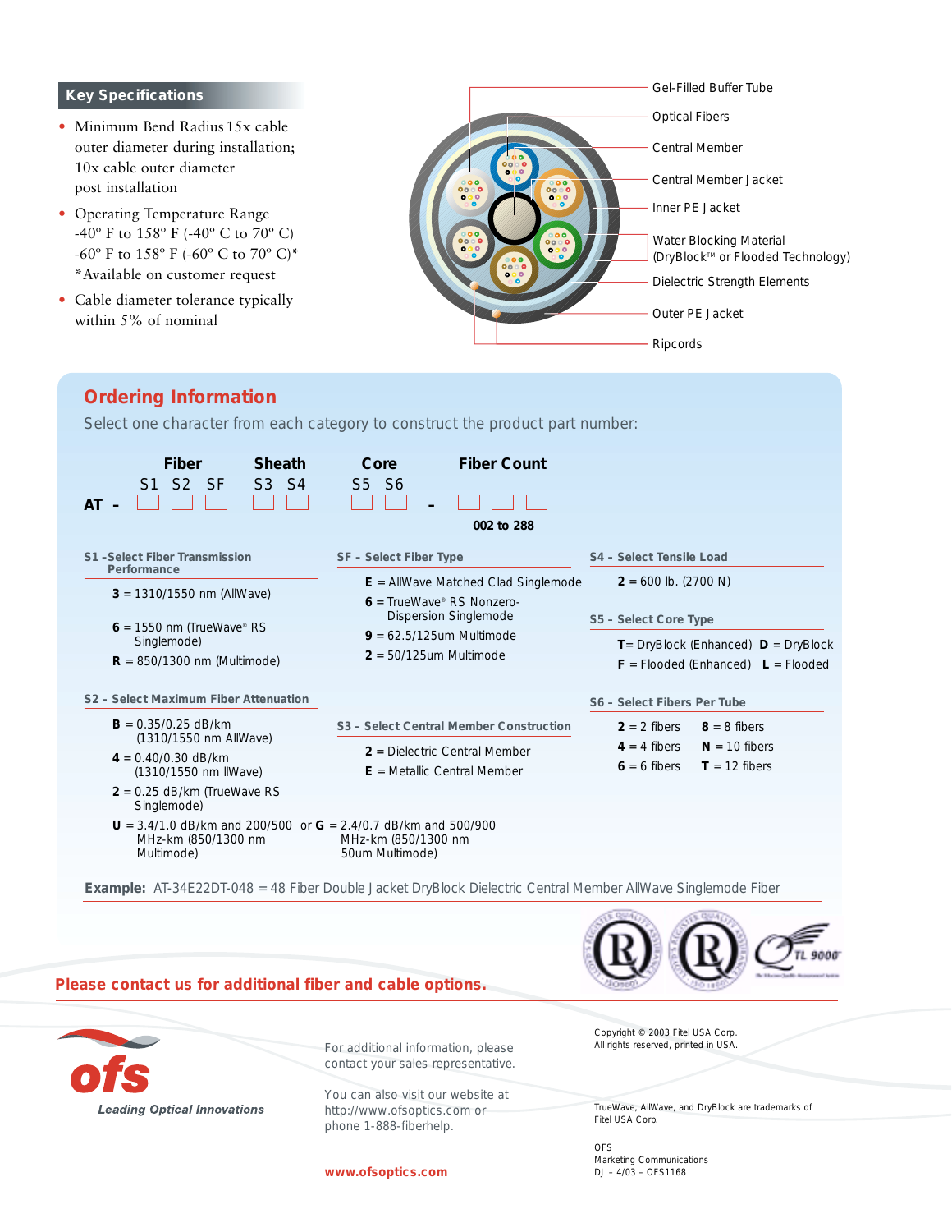## Key Specifications

- Minimum Bend Radius 15x cable outer diameter during installation; 10x cable outer diameter post installation
- Operating Temperature Range -40º F to 158º F (-40º C to 70º C) -60º F to 158º F (-60º C to 70º C)*
  *Available on customer request
- Cable diameter tolerance typically within 5% of nominal

Gel-Filled Buffer Tube
Optical Fibers
Central Member
Central Member Jacket
Inner PE Jacket
Water Blocking Material (DryBlock™ or Flooded Technology)
Dielectric Strength Elements
Outer PE Jacket
Ripcords

## Ordering Information

Select one character from each category to construct the product part number:

| | Fiber | | | Sheath | | Core | | | Fiber Count | | |
|---|---|---|---|---|---|---|---|---|---|---|---|
| | S1 | S2 | SF | S3 | S4 | S5 | S6 | | | | |
| AT - | ☐ | ☐ | ☐ | ☐ | ☐ | ☐ | ☐ | - | ☐ | ☐ | ☐ |
| | | | | | | | | | 002 to 288 | | |

**S1 – Select Fiber Transmission Performance**

- **3** = 1310/1550 nm (AllWave)
- **6** = 1550 nm (TrueWave® RS Singlemode)
- **R** = 850/1300 nm (Multimode)

**S2 – Select Maximum Fiber Attenuation**

- **B** = 0.35/0.25 dB/km (1310/1550 nm AllWave)
- **4** = 0.40/0.30 dB/km (1310/1550 nm llWave)
- **2** = 0.25 dB/km (TrueWave RS Singlemode)
- **U** = 3.4/1.0 dB/km and 200/500 MHz-km (850/1300 nm Multimode) or **G** = 2.4/0.7 dB/km and 500/900 MHz-km (850/1300 nm 50um Multimode)

**SF – Select Fiber Type**

- **E** = AllWave Matched Clad Singlemode
- **6** = TrueWave® RS Nonzero-Dispersion Singlemode
- **9** = 62.5/125um Multimode
- **2** = 50/125um Multimode

**S3 – Select Central Member Construction**

- **2** = Dielectric Central Member
- **E** = Metallic Central Member

**S4 – Select Tensile Load**

- **2** = 600 lb. (2700 N)

**S5 – Select Core Type**

- **T**= DryBlock (Enhanced) **D** = DryBlock
- **F** = Flooded (Enhanced) **L** = Flooded

**S6 – Select Fibers Per Tube**

- **2** = 2 fibers **8** = 8 fibers
- **4** = 4 fibers **N** = 10 fibers
- **6** = 6 fibers **T** = 12 fibers

**Example:** AT-34E22DT-048 = 48 Fiber Double Jacket DryBlock Dielectric Central Member AllWave Singlemode Fiber

**Please contact us for additional fiber and cable options.**

ofs
*Leading Optical Innovations*

For additional information, please contact your sales representative.

You can also visit our website at http://www.ofsoptics.com or phone 1-888-fiberhelp.

**www.ofsoptics.com**

Copyright © 2003 Fitel USA Corp.
All rights reserved, printed in USA.

TrueWave, AllWave, and DryBlock are trademarks of Fitel USA Corp.

OFS
Marketing Communications
DJ – 4/03 – OFS1168